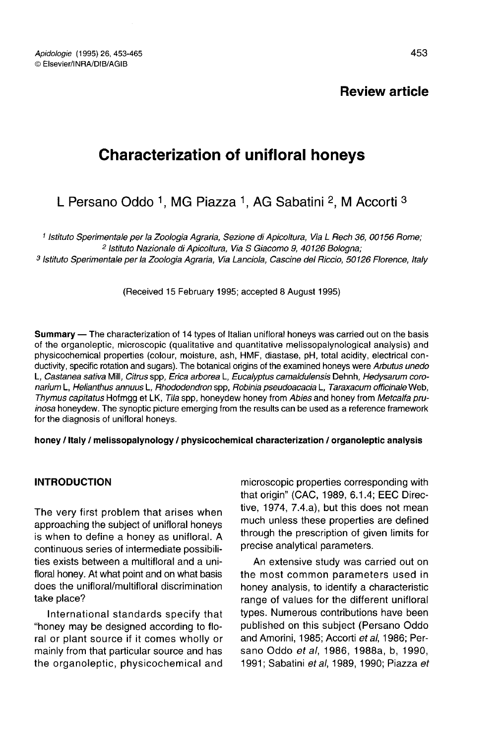**Review article**

# Characterization of unifloral honeys

L Persano Oddo [1], MG Piazza [1], AG Sabatini [2], M Accorti [3]

[1] Istituto Sperimentale per la Zoologia Agraria, Sezione di Apicoltura, Via L Rech 36, 00156 Rome;
[2] Istituto Nazionale di Apicoltura, Via S Giacomo 9, 40126 Bologna;
[3] Istituto Sperimentale per la Zoologia Agraria, Via Lanciola, Cascine del Riccio, 50126 Florence, Italy

(Received 15 February 1995; accepted 8 August 1995)

**Summary** — The characterization of 14 types of Italian unifloral honeys was carried out on the basis of the organoleptic, microscopic (qualitative and quantitative melissopalynological analysis) and physicochemical properties (colour, moisture, ash, HMF, diastase, pH, total acidity, electrical conductivity, specific rotation and sugars). The botanical origins of the examined honeys were *Arbutus unedo* L, *Castanea sativa* Mill, *Citrus* spp, *Erica arborea* L, *Eucalyptus camaldulensis* Dehnh, *Hedysarum coronarium* L, *Helianthus annuus* L, *Rhododendron* spp, *Robinia pseudoacacia* L, *Taraxacum officinale* Web, *Thymus capitatus* Hofmgg et LK, *Tila* spp, honeydew honey from *Abies* and honey from *Metcalfa pruinosa* honeydew. The synoptic picture emerging from the results can be used as a reference framework for the diagnosis of unifloral honeys.

**honey / Italy / melissopalynology / physicochemical characterization / organoleptic analysis**

## INTRODUCTION

The very first problem that arises when approaching the subject of unifloral honeys is when to define a honey as unifloral. A continuous series of intermediate possibilities exists between a multifloral and a unifloral honey. At what point and on what basis does the unifloral/multifloral discrimination take place?

International standards specify that "honey may be designed according to floral or plant source if it comes wholly or mainly from that particular source and has the organoleptic, physicochemical and microscopic properties corresponding with that origin" (CAC, 1989, 6.1.4; EEC Directive, 1974, 7.4.a), but this does not mean much unless these properties are defined through the prescription of given limits for precise analytical parameters.

An extensive study was carried out on the most common parameters used in honey analysis, to identify a characteristic range of values for the different unifloral types. Numerous contributions have been published on this subject (Persano Oddo and Amorini, 1985; Accorti *et al*, 1986; Persano Oddo *et al*, 1986, 1988a, b, 1990, 1991; Sabatini *et al*, 1989, 1990; Piazza *et*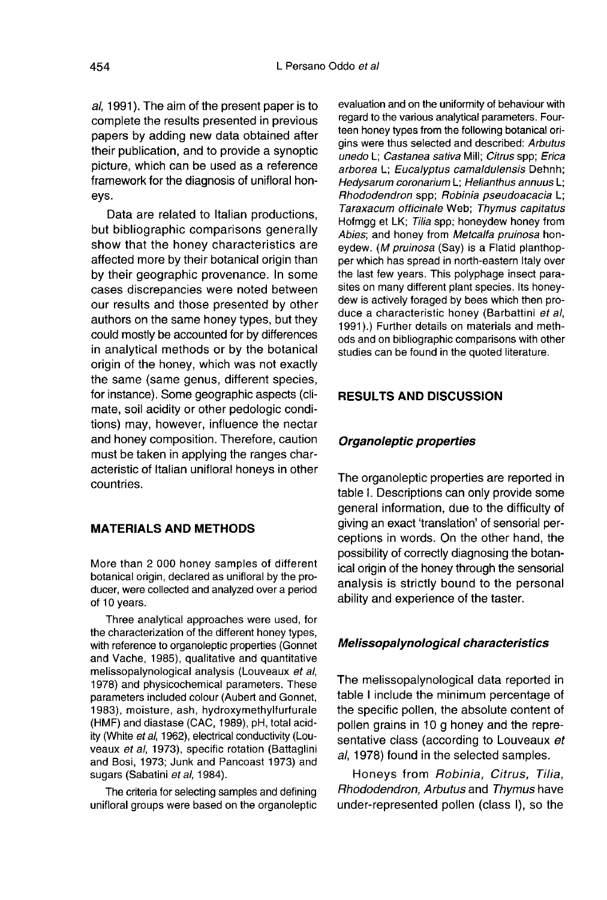al, 1991). The aim of the present paper is to complete the results presented in previous papers by adding new data obtained after their publication, and to provide a synoptic picture, which can be used as a reference framework for the diagnosis of unifloral honeys.

Data are related to Italian productions, but bibliographic comparisons generally show that the honey characteristics are affected more by their botanical origin than by their geographic provenance. In some cases discrepancies were noted between our results and those presented by other authors on the same honey types, but they could mostly be accounted for by differences in analytical methods or by the botanical origin of the honey, which was not exactly the same (same genus, different species, for instance). Some geographic aspects (climate, soil acidity or other pedologic conditions) may, however, influence the nectar and honey composition. Therefore, caution must be taken in applying the ranges characteristic of Italian unifloral honeys in other countries.

## MATERIALS AND METHODS

More than 2 000 honey samples of different botanical origin, declared as unifloral by the producer, were collected and analyzed over a period of 10 years.

Three analytical approaches were used, for the characterization of the different honey types, with reference to organoleptic properties (Gonnet and Vache, 1985), qualitative and quantitative melissopalynological analysis (Louveaux et al, 1978) and physicochemical parameters. These parameters included colour (Aubert and Gonnet, 1983), moisture, ash, hydroxymethylfurfurale (HMF) and diastase (CAC, 1989), pH, total acidity (White et al, 1962), electrical conductivity (Louveaux et al, 1973), specific rotation (Battaglini and Bosi, 1973; Junk and Pancoast 1973) and sugars (Sabatini et al, 1984).

The criteria for selecting samples and defining unifloral groups were based on the organoleptic evaluation and on the uniformity of behaviour with regard to the various analytical parameters. Fourteen honey types from the following botanical origins were thus selected and described: *Arbutus unedo* L; *Castanea sativa* Mill; *Citrus* spp; *Erica arborea* L; *Eucalyptus camaldulensis* Dehnh; *Hedysarum coronarium* L; *Helianthus annuus* L; *Rhododendron* spp; *Robinia pseudoacacia* L; *Taraxacum officinale* Web; *Thymus capitatus* Hofmgg et LK; *Tilia* spp; honeydew honey from *Abies*; and honey from *Metcalfa pruinosa* honeydew. (*M pruinosa* (Say) is a Flatid planthopper which has spread in north-eastern Italy over the last few years. This polyphage insect parasites on many different plant species. Its honeydew is actively foraged by bees which then produce a characteristic honey (Barbattini et al, 1991).) Further details on materials and methods and on bibliographic comparisons with other studies can be found in the quoted literature.

## RESULTS AND DISCUSSION

### Organoleptic properties

The organoleptic properties are reported in table I. Descriptions can only provide some general information, due to the difficulty of giving an exact 'translation' of sensorial perceptions in words. On the other hand, the possibility of correctly diagnosing the botanical origin of the honey through the sensorial analysis is strictly bound to the personal ability and experience of the taster.

### Melissopalynological characteristics

The melissopalynological data reported in table I include the minimum percentage of the specific pollen, the absolute content of pollen grains in 10 g honey and the representative class (according to Louveaux et al, 1978) found in the selected samples.

Honeys from *Robinia*, *Citrus*, *Tilia*, *Rhododendron*, *Arbutus* and *Thymus* have under-represented pollen (class I), so the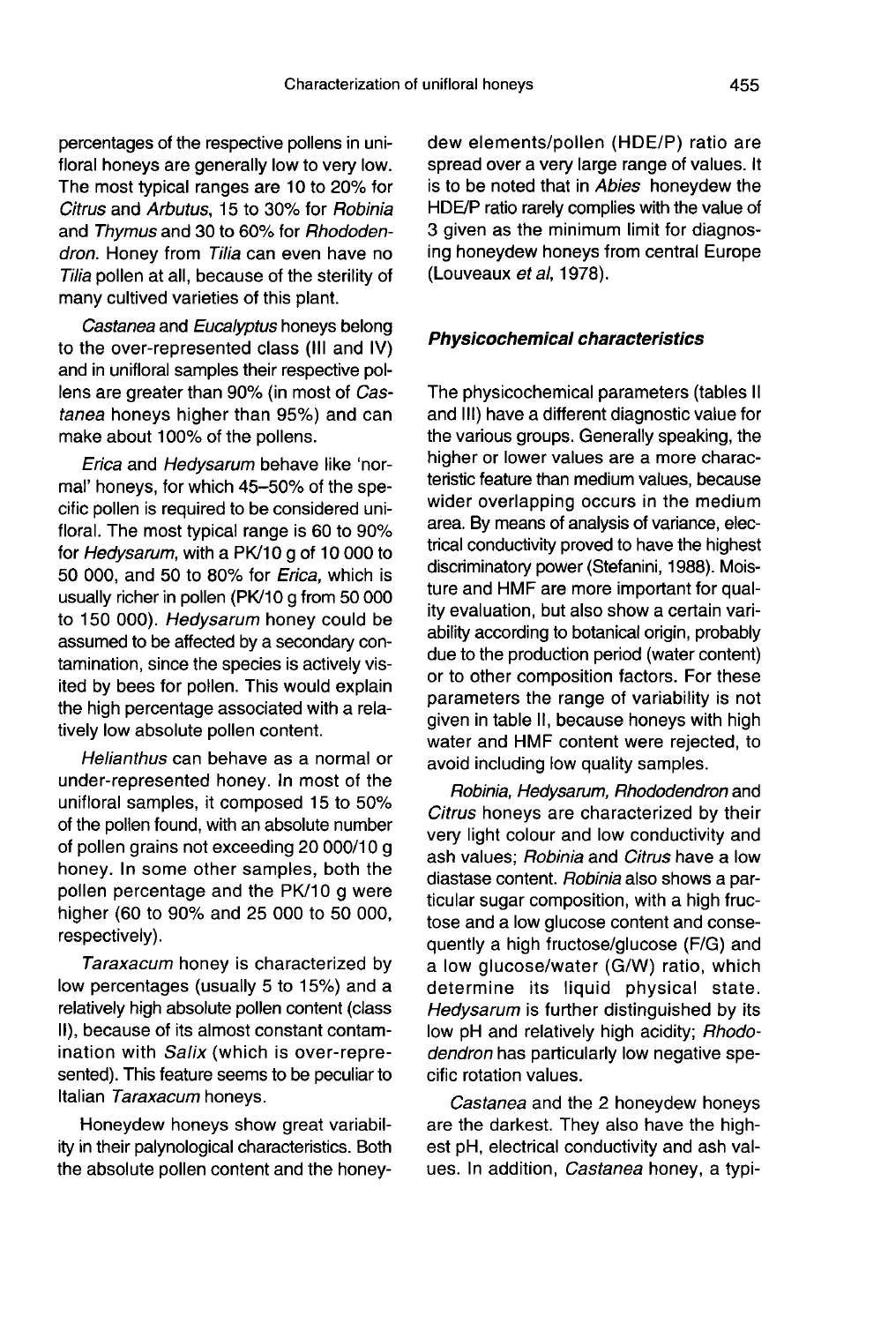percentages of the respective pollens in unifloral honeys are generally low to very low. The most typical ranges are 10 to 20% for *Citrus* and *Arbutus*, 15 to 30% for *Robinia* and *Thymus* and 30 to 60% for *Rhododendron*. Honey from *Tilia* can even have no *Tilia* pollen at all, because of the sterility of many cultived varieties of this plant.

*Castanea* and *Eucalyptus* honeys belong to the over-represented class (III and IV) and in unifloral samples their respective pollens are greater than 90% (in most of *Castanea* honeys higher than 95%) and can make about 100% of the pollens.

*Erica* and *Hedysarum* behave like 'normal' honeys, for which 45–50% of the specific pollen is required to be considered unifloral. The most typical range is 60 to 90% for *Hedysarum*, with a PK/10 g of 10 000 to 50 000, and 50 to 80% for *Erica*, which is usually richer in pollen (PK/10 g from 50 000 to 150 000). *Hedysarum* honey could be assumed to be affected by a secondary contamination, since the species is actively visited by bees for pollen. This would explain the high percentage associated with a relatively low absolute pollen content.

*Helianthus* can behave as a normal or under-represented honey. In most of the unifloral samples, it composed 15 to 50% of the pollen found, with an absolute number of pollen grains not exceeding 20 000/10 g honey. In some other samples, both the pollen percentage and the PK/10 g were higher (60 to 90% and 25 000 to 50 000, respectively).

*Taraxacum* honey is characterized by low percentages (usually 5 to 15%) and a relatively high absolute pollen content (class II), because of its almost constant contamination with *Salix* (which is over-represented). This feature seems to be peculiar to Italian *Taraxacum* honeys.

Honeydew honeys show great variability in their palynological characteristics. Both the absolute pollen content and the honeydew elements/pollen (HDE/P) ratio are spread over a very large range of values. It is to be noted that in *Abies* honeydew the HDE/P ratio rarely complies with the value of 3 given as the minimum limit for diagnosing honeydew honeys from central Europe (Louveaux *et al*, 1978).

### *Physicochemical characteristics*

The physicochemical parameters (tables II and III) have a different diagnostic value for the various groups. Generally speaking, the higher or lower values are a more characteristic feature than medium values, because wider overlapping occurs in the medium area. By means of analysis of variance, electrical conductivity proved to have the highest discriminatory power (Stefanini, 1988). Moisture and HMF are more important for quality evaluation, but also show a certain variability according to botanical origin, probably due to the production period (water content) or to other composition factors. For these parameters the range of variability is not given in table II, because honeys with high water and HMF content were rejected, to avoid including low quality samples.

*Robinia, Hedysarum, Rhododendron* and *Citrus* honeys are characterized by their very light colour and low conductivity and ash values; *Robinia* and *Citrus* have a low diastase content. *Robinia* also shows a particular sugar composition, with a high fructose and a low glucose content and consequently a high fructose/glucose (F/G) and a low glucose/water (G/W) ratio, which determine its liquid physical state. *Hedysarum* is further distinguished by its low pH and relatively high acidity; *Rhododendron* has particularly low negative specific rotation values.

*Castanea* and the 2 honeydew honeys are the darkest. They also have the highest pH, electrical conductivity and ash values. In addition, *Castanea* honey, a typi-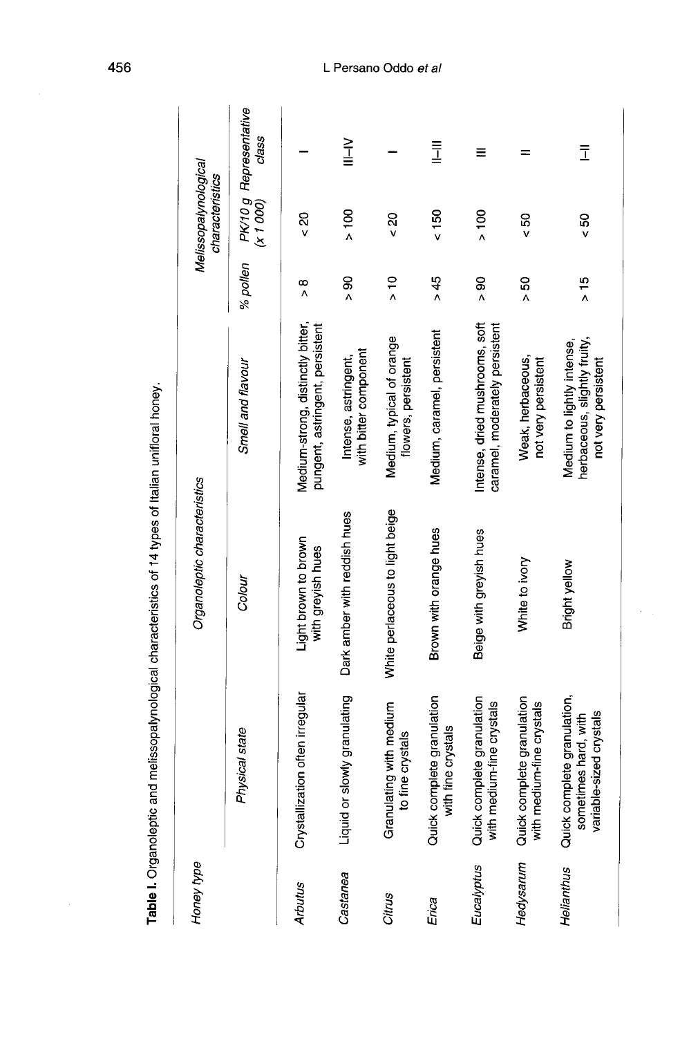**Table I.** Organoleptic and melissopalynological characteristics of 14 types of Italian unifloral honey.

| *Honey type* | *Organoleptic characteristics* | | | *Melissopalynological characteristics* | | |
|---|---|---|---|---|---|---|
| | *Physical state* | *Colour* | *Smell and flavour* | *% pollen* | *PK/10 g (x 1 000)* | *Representative class* |
| *Arbutus* | Crystallization often irregular | Light brown to brown with greyish hues | Medium-strong, distinctly bitter, pungent, astringent, persistent | > 8 | < 20 | I |
| *Castanea* | Liquid or slowly granulating | Dark amber with reddish hues | Intense, astringent, with bitter component | > 90 | > 100 | III–IV |
| *Citrus* | Granulating with medium to fine crystals | White perlaceous to light beige | Medium, typical of orange flowers, persistent | > 10 | < 20 | I |
| *Erica* | Quick complete granulation with fine crystals | Brown with orange hues | Medium, caramel, persistent | > 45 | < 150 | II–III |
| *Eucalyptus* | Quick complete granulation with medium-fine crystals | Beige with greyish hues | Intense, dried mushrooms, soft caramel, moderately persistent | > 90 | > 100 | III |
| *Hedysarum* | Quick complete granulation with medium-fine crystals | White to ivory | Weak, herbaceous, not very persistent | > 50 | < 50 | II |
| *Helianthus* | Quick complete granulation, sometimes hard, with variable-sized crystals | Bright yellow | Medium to lightly intense, herbaceous, slightly fruity, not very persistent | > 15 | < 50 | I–II |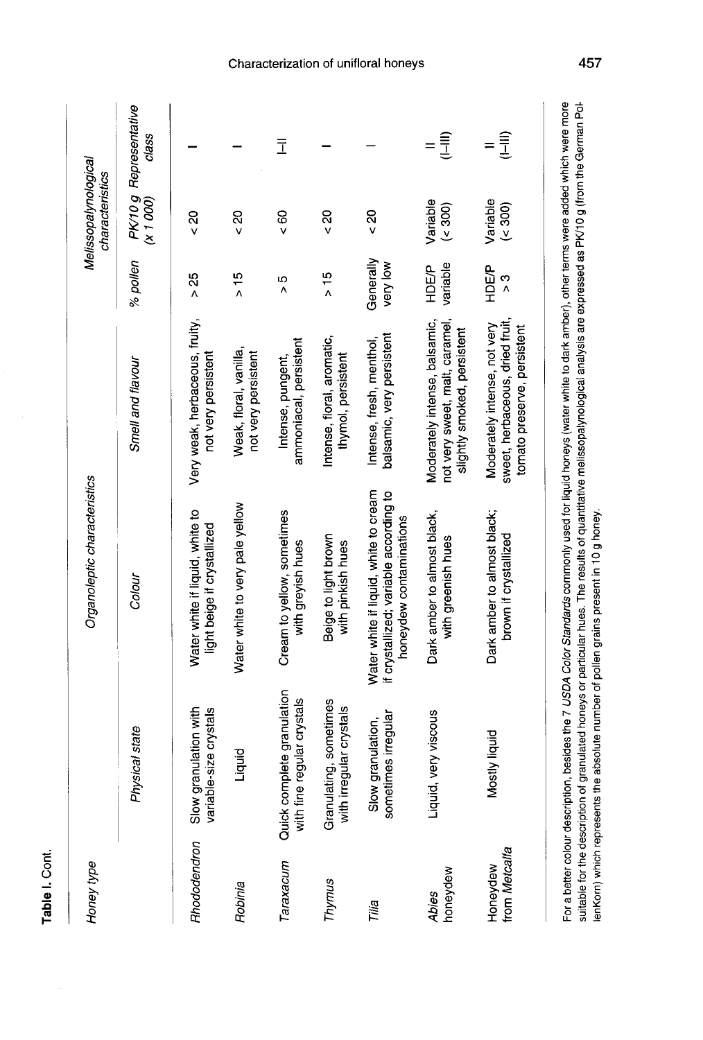**Table I.** Cont.

| Honey type | Organoleptic characteristics | | | Melissopalynological characteristics | | |
|---|---|---|---|---|---|---|
| | Physical state | Colour | Smell and flavour | % pollen | PK/10 g (x 1 000) | Representative class |
| *Rhododendron* | Slow granulation with variable-size crystals | Water white if liquid, white to light beige if crystallized | Very weak, herbaceous, fruity, not very persistent | > 25 | < 20 | I |
| *Robinia* | Liquid | Water white to very pale yellow | Weak, floral, vanilla, not very persistent | > 15 | < 20 | I |
| *Taraxacum* | Quick complete granulation with fine regular crystals | Cream to yellow, sometimes with greyish hues | Intense, pungent, ammoniacal, persistent | > 5 | < 60 | I–II |
| *Thymus* | Granulating, sometimes with irregular crystals | Beige to light brown with pinkish hues | Intense, floral, aromatic, thymol, persistent | > 15 | < 20 | I |
| *Tilia* | Slow granulation, sometimes irregular | Water white if liquid, white to cream if crystallized; variable according to honeydew contaminations | Intense, fresh, menthol, balsamic, very persistent | Generally very low | < 20 | I |
| *Abies* honeydew | Liquid, very viscous | Dark amber to almost black, with greenish hues | Moderately intense, balsamic, not very sweet, malt, caramel, slightly smoked, persistent | HDE/P variable | Variable (< 300) | II (I–III) |
| Honeydew from *Metcalfa* | Mostly liquid | Dark amber to almost black; brown if crystallized | Moderately intense, not very sweet, herbaceous, dried fruit, tomato preserve, persistent | HDE/P > 3 | Variable (< 300) | II (I–III) |

For a better colour description, besides the 7 *USDA Color Standards* commonly used for liquid honeys (water white to dark amber), other terms were added which were more suitable for the description of granulated honeys or particular hues. The results of quantitative melissopalynological analysis are expressed as PK/10 g (from the German PollenKorn) which represents the absolute number of pollen grains present in 10 g honey.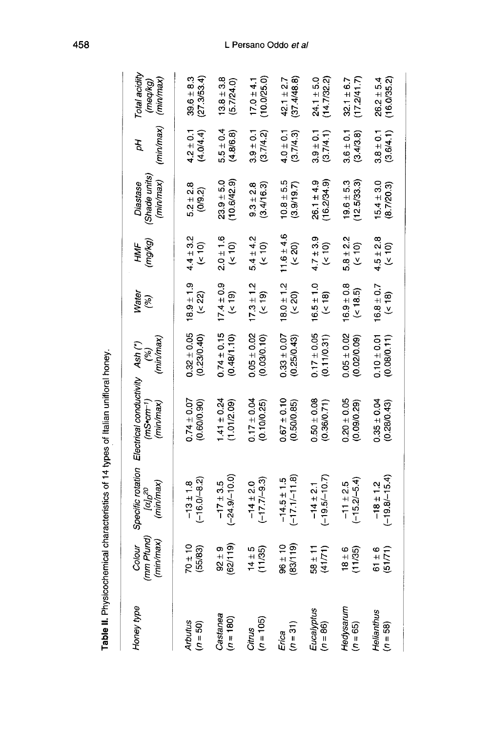**Table II.** Physicochemical characteristics of 14 types of Italian unifloral honey.

| Honey type | Colour (mm Pfund) (min/max) | Specific rotation $[\alpha]_D^{20}$ (min/max) | Electrical conductivity ($mS{\bullet}cm^{-1}$) (min/max) | Ash (*) (%) (min/max) | Water (%) | HMF (mg/kg) | Diastase (Shade units) (min/max) | pH (min/max) | Total acidity (meq/kg) (min/max) |
|---|---|---|---|---|---|---|---|---|---|
| *Arbutus* (n = 50) | 70 ± 10 (55/83) | −13 ± 1.8 (−16.0/−8.2) | 0.74 ± 0.07 (0.60/0.90) | 0.32 ± 0.05 (0.23/0.40) | 18.9 ± 1.9 (< 22) | 4.4 ± 3.2 (< 10) | 5.2 ± 2.8 (0/9.2) | 4.2 ± 0.1 (4.0/4.4) | 39.6 ± 8.3 (27.3/53.4) |
| *Castanea* (n = 180) | 92 ± 9 (62/119) | −17 ± 3.5 (−24.9/−10.0) | 1.41 ± 0.24 (1.01/2.09) | 0.74 ± 0.15 (0.48/1.10) | 17.4 ± 0.9 (< 19) | 2.0 ± 1.6 (< 10) | 23.9 ± 5.0 (10.6/42.9) | 5.5 ± 0.4 (4.8/6.8) | 13.8 ± 3.8 (5.7/24.0) |
| *Citrus* (n = 105) | 14 ± 5 (11/35) | −14 ± 2.0 (−17.7/−9.3) | 0.17 ± 0.04 (0.10/0.25) | 0.05 ± 0.02 (0.03/0.10) | 17.3 ± 1.2 (< 19) | 5.4 ± 4.2 (< 10) | 9.3 ± 2.8 (3.4/16.3) | 3.9 ± 0.1 (3.7/4.2) | 17.0 ± 4.1 (10.0/25.0) |
| *Erica* (n = 31) | 96 ± 10 (83/119) | −14.5 ± 1.5 (−17.1/−11.8) | 0.67 ± 0.10 (0.50/0.85) | 0.33 ± 0.07 (0.25/0.43) | 18.0 ± 1.2 (< 20) | 11.6 ± 4.6 (< 20) | 10.8 ± 5.5 (3.9/19.7) | 4.0 ± 0.1 (3.7/4.3) | 42.1 ± 2.7 (37.4/48.8) |
| *Eucalyptus* (n = 86) | 58 ± 11 (41/71) | −14 ± 2.1 (−19.5/−10.7) | 0.50 ± 0.08 (0.36/0.71) | 0.17 ± 0.05 (0.11/0.31) | 16.5 ± 1.0 (< 18) | 4.7 ± 3.9 (< 10) | 26.1 ± 4.9 (16.2/34.9) | 3.9 ± 0.1 (3.7/4.1) | 24.1 ± 5.0 (14.7/32.2) |
| *Hedysarum* (n = 65) | 18 ± 6 (11/35) | −11 ± 2.5 (−15.2/−5.4) | 0.20 ± 0.05 (0.09/0.29) | 0.05 ± 0.02 (0.02/0.09) | 16.9 ± 0.8 (< 18.5) | 5.8 ± 2.2 (< 10) | 19.6 ± 5.3 (12.5/33.3) | 3.6 ± 0.1 (3.4/3.8) | 32.1 ± 6.7 (17.2/41.7) |
| *Helianthus* (n = 58) | 61 ± 6 (51/71) | −18 ± 1.2 (−19.8/−15.4) | 0.35 ± 0.04 (0.28/0.43) | 0.10 ± 0.01 (0.08/0.11) | 16.8 ± 0.7 (< 18) | 4.5 ± 2.8 (< 10) | 15.4 ± 3.0 (8.7/20.3) | 3.8 ± 0.1 (3.6/4.1) | 26.2 ± 5.4 (16.0/35.2) |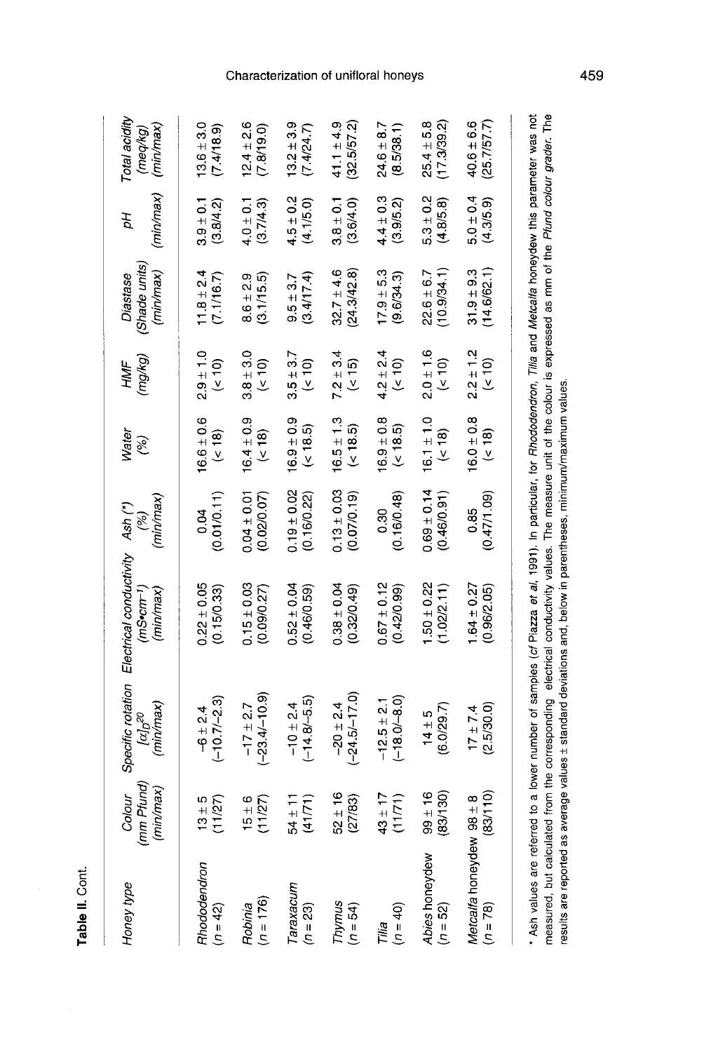**Table II.** Cont.

| Honey type | Colour (mm Pfund) (min/max) | Specific rotation $[\alpha]_D^{20}$ (min/max) | Electrical conductivity ($mS \cdot cm^{-1}$) (min/max) | Ash (*) (%) (min/max) | Water (%) | HMF (mg/kg) | Diastase (Shade units) (min/max) | pH (min/max) | Total acidity (meq/kg) (min/max) |
|---|---|---|---|---|---|---|---|---|---|
| *Rhododendron* (n = 42) | 13 ± 5 (11/27) | −6 ± 2.4 (−10.7/−2.3) | 0.22 ± 0.05 (0.15/0.33) | 0.04 (0.01/0.11) | 16.6 ± 0.6 (< 18) | 2.9 ± 1.0 (< 10) | 11.8 ± 2.4 (7.1/16.7) | 3.9 ± 0.1 (3.8/4.2) | 13.6 ± 3.0 (7.4/18.9) |
| *Robinia* (n = 176) | 15 ± 6 (11/27) | −17 ± 2.7 (−23.4/−10.9) | 0.15 ± 0.03 (0.09/0.27) | 0.04 ± 0.01 (0.02/0.07) | 16.4 ± 0.9 (< 18) | 3.8 ± 3.0 (< 10) | 8.6 ± 2.9 (3.1/15.5) | 4.0 ± 0.1 (3.7/4.3) | 12.4 ± 2.6 (7.8/19.0) |
| *Taraxacum* (n = 23) | 54 ± 11 (41/71) | −10 ± 2.4 (−14.8/−5.5) | 0.52 ± 0.04 (0.46/0.59) | 0.19 ± 0.02 (0.16/0.22) | 16.9 ± 0.9 (< 18.5) | 3.5 ± 3.7 (< 10) | 9.5 ± 3.7 (3.4/17.4) | 4.5 ± 0.2 (4.1/5.0) | 13.2 ± 3.9 (7.4/24.7) |
| *Thymus* (n = 54) | 52 ± 16 (27/83) | −20 ± 2.4 (−24.5/−17.0) | 0.38 ± 0.04 (0.32/0.49) | 0.13 ± 0.03 (0.07/0.19) | 16.5 ± 1.3 (< 18.5) | 7.2 ± 3.4 (< 15) | 32.7 ± 4.6 (24.3/42.8) | 3.8 ± 0.1 (3.6/4.0) | 41.1 ± 4.9 (32.5/57.2) |
| *Tilia* (n = 40) | 43 ± 17 (11/71) | −12.5 ± 2.1 (−18.0/−8.0) | 0.67 ± 0.12 (0.42/0.99) | 0.30 (0.16/0.48) | 16.9 ± 0.8 (< 18.5) | 4.2 ± 2.4 (< 10) | 17.9 ± 5.3 (9.6/34.3) | 4.4 ± 0.3 (3.9/5.2) | 24.6 ± 8.7 (8.5/38.1) |
| *Abies* honeydew (n = 52) | 99 ± 16 (83/130) | 14 ± 5 (6.0/29.7) | 1.50 ± 0.22 (1.02/2.11) | 0.69 ± 0.14 (0.46/0.91) | 16.1 ± 1.0 (< 18) | 2.0 ± 1.6 (< 10) | 22.6 ± 6.7 (10.9/34.1) | 5.3 ± 0.2 (4.8/5.8) | 25.4 ± 5.8 (17.3/39.2) |
| *Metcalfa* honeydew (n = 78) | 98 ± 8 (83/110) | 17 ± 7.4 (2.5/30.0) | 1.64 ± 0.27 (0.96/2.05) | 0.85 (0.47/1.09) | 16.0 ± 0.8 (< 18) | 2.2 ± 1.2 (< 10) | 31.9 ± 9.3 (14.6/62.1) | 5.0 ± 0.4 (4.3/5.9) | 40.6 ± 6.6 (25.7/57.7) |

\* Ash values are referred to a lower number of samples (*cf* Piazza *et al*, 1991). In particular, for *Rhododendron*, *Tilia* and *Metcalfa* honeydew this parameter was not measured, but calculated from the corresponding electrical conductivity values. The measure unit of the colour is expressed as mm of the *Pfund colour grader*. The results are reported as average values ± standard deviations and, below in parentheses, minimum/maximum values.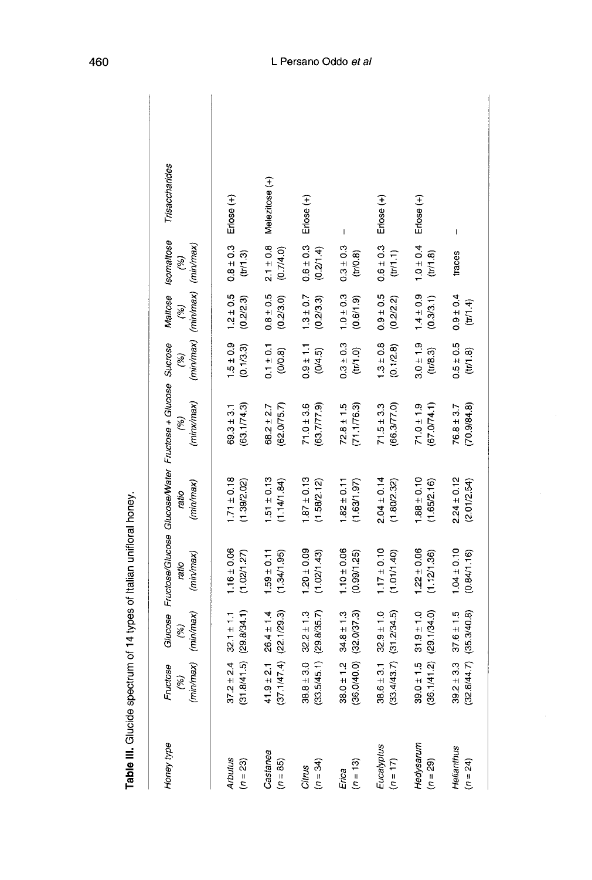**Table III.** Glucide spectrum of 14 types of Italian unifloral honey.

| Honey type | Fructose (%) (min/max) | Glucose (%) (min/max) | Fructose/Glucose ratio (min/max) | Glucose/Water ratio (min/max) | Fructose + Glucose (%) (minx/max) | Sucrose (%) (min/max) | Maltose (%) (min/max) | Isomaltose (%) (min/max) | Trisaccharides |
|---|---|---|---|---|---|---|---|---|---|
| *Arbutus* (*n* = 23) | 37.2 ± 2.4 (31.8/41.5) | 32.1 ± 1.1 (29.8/34.1) | 1.16 ± 0.06 (1.02/1.27) | 1.71 ± 0.18 (1.39/2.02) | 69.3 ± 3.1 (63.1/74.3) | 1.5 ± 0.9 (0.1/3.3) | 1.2 ± 0.5 (0.2/2.3) | 0.8 ± 0.3 (tr/1.3) | Erlose (+) |
| *Castanea* (*n* = 85) | 41.9 ± 2.1 (37.1/47.4) | 26.4 ± 1.4 (22.1/29.3) | 1.59 ± 0.11 (1.34/1.95) | 1.51 ± 0.13 (1.14/1.84) | 68.2 ± 2.7 (62.0/75.7) | 0.1 ± 0.1 (0/0.8) | 0.8 ± 0.5 (0.2/3.0) | 2.1 ± 0.8 (0.7/4.0) | Melezitose (+) |
| *Citrus* (*n* = 34) | 38.8 ± 3.0 (33.5/45.1) | 32.2 ± 1.3 (29.8/35.7) | 1.20 ± 0.09 (1.02/1.43) | 1.87 ± 0.13 (1.58/2.12) | 71.0 ± 3.6 (63.7/77.9) | 0.9 ± 1.1 (0/4.5) | 1.3 ± 0.7 (0.2/3.3) | 0.6 ± 0.3 (0.2/1.4) | Erlose (+) |
| *Erica* (*n* = 13) | 38.0 ± 1.2 (36.0/40.0) | 34.8 ± 1.3 (32.0/37.3) | 1.10 ± 0.06 (0.99/1.25) | 1.82 ± 0.11 (1.63/1.97) | 72.8 ± 1.5 (71.1/76.3) | 0.3 ± 0.3 (tr/1.0) | 1.0 ± 0.3 (0.6/1.9) | 0.3 ± 0.3 (tr/0.8) | – |
| *Eucalyptus* (*n* = 17) | 38.6 ± 3.1 (33.4/43.7) | 32.9 ± 1.0 (31.2/34.5) | 1.17 ± 0.10 (1.01/1.40) | 2.04 ± 0.14 (1.80/2.32) | 71.5 ± 3.3 (66.3/77.0) | 1.3 ± 0.8 (0.1/2.8) | 0.9 ± 0.5 (0.2/2.2) | 0.6 ± 0.3 (tr/1.1) | Erlose (+) |
| *Hedysarum* (*n* = 29) | 39.0 ± 1.5 (36.1/41.2) | 31.9 ± 1.0 (29.1/34.0) | 1.22 ± 0.06 (1.12/1.36) | 1.88 ± 0.10 (1.65/2.16) | 71.0 ± 1.9 (67.0/74.1) | 3.0 ± 1.9 (tr/8.3) | 1.4 ± 0.9 (0.3/3.1) | 1.0 ± 0.4 (tr/1.8) | Erlose (+) |
| *Helianthus* (*n* = 24) | 39.2 ± 3.3 (32.6/44.7) | 37.6 ± 1.5 (35.3/40.8) | 1.04 ± 0.10 (0.84/1.16) | 2.24 ± 0.12 (2.01/2.54) | 76.8 ± 3.7 (70.9/84.8) | 0.5 ± 0.5 (tr/1.8) | 0.9 ± 0.4 (tr/1.4) | traces | – |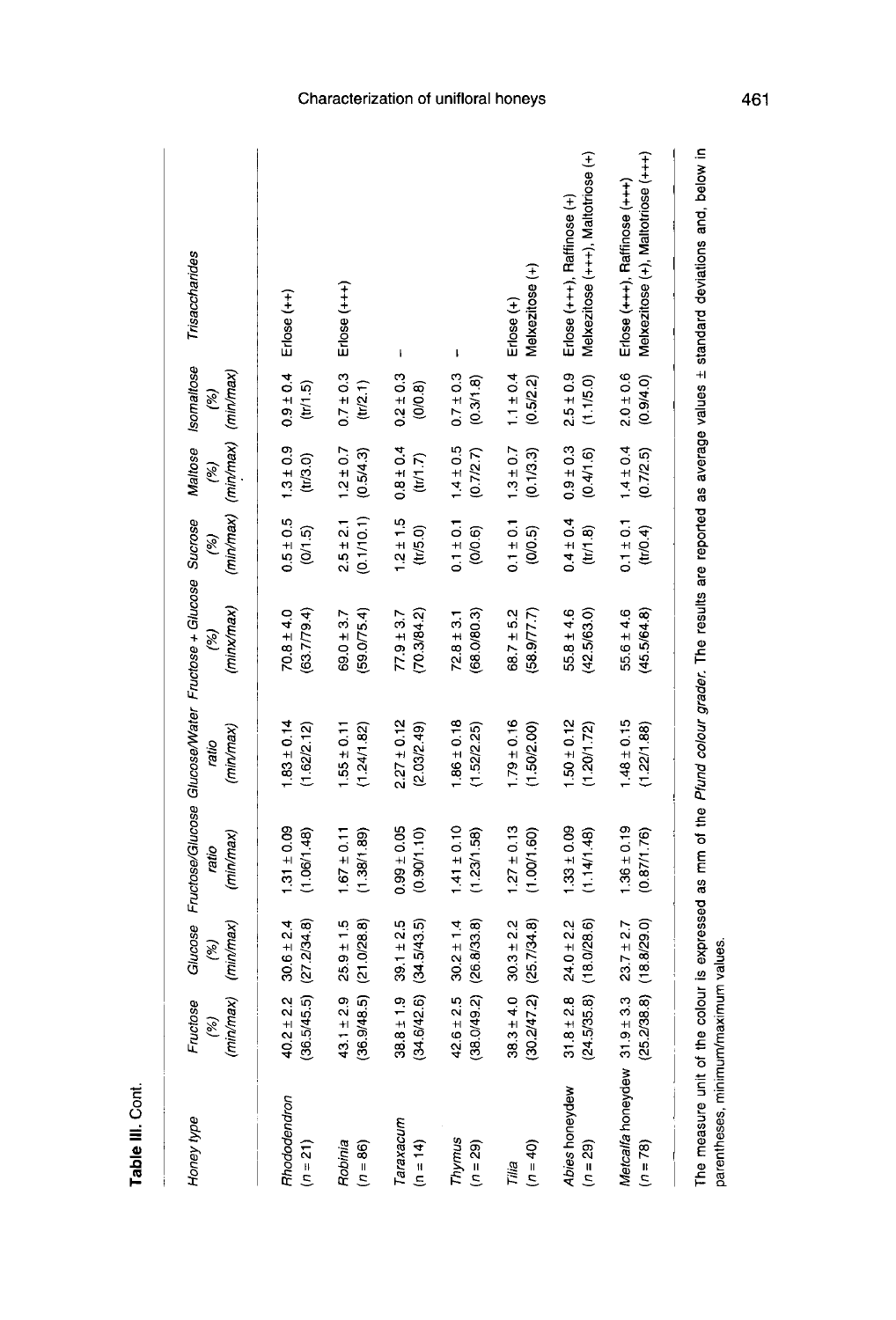**Table III.** Cont.

| Honey type | Fructose (%) (min/max) | Glucose (%) (min/max) | Fructose/Glucose ratio (min/max) | Glucose/Water ratio (min/max) | Fructose + Glucose (%) (minx/max) | Sucrose (%) (min/max) | Maltose (%) (min/max) | Isomaltose (%) (min/max) | Trisaccharides |
|---|---|---|---|---|---|---|---|---|---|
| *Rhododendron* | 40.2 ± 2.2 | 30.6 ± 2.4 | 1.31 ± 0.09 | 1.83 ± 0.14 | 70.8 ± 4.0 | 0.5 ± 0.5 | 1.3 ± 0.9 | 0.9 ± 0.4 | Erlose (++) |
| (n = 21) | (36.5/45.5) | (27.2/34.8) | (1.06/1.48) | (1.62/2.12) | (63.7/79.4) | (0/1.5) | (tr/3.0) | (tr/1.5) | |
| *Robinia* | 43.1 ± 2.9 | 25.9 ± 1.5 | 1.67 ± 0.11 | 1.55 ± 0.11 | 69.0 ± 3.7 | 2.5 ± 2.1 | 1.2 ± 0.7 | 0.7 ± 0.3 | Erlose (+++) |
| (n = 86) | (36.9/48.5) | (21.0/28.8) | (1.38/1.89) | (1.24/1.82) | (59.0/75.4) | (0.1/10.1) | (0.5/4.3) | (tr/2.1) | |
| *Taraxacum* | 38.8 ± 1.9 | 39.1 ± 2.5 | 0.99 ± 0.05 | 2.27 ± 0.12 | 77.9 ± 3.7 | 1.2 ± 1.5 | 0.8 ± 0.4 | 0.2 ± 0.3 | – |
| (n = 14) | (34.6/42.6) | (34.5/43.5) | (0.90/1.10) | (2.03/2.49) | (70.3/84.2) | (tr/5.0) | (tr/1.7) | (0/0.8) | |
| *Thymus* | 42.6 ± 2.5 | 30.2 ± 1.4 | 1.41 ± 0.10 | 1.86 ± 0.18 | 72.8 ± 3.1 | 0.1 ± 0.1 | 1.4 ± 0.5 | 0.7 ± 0.3 | – |
| (n = 29) | (38.0/49.2) | (26.8/33.8) | (1.23/1.58) | (1.52/2.25) | (68.0/80.3) | (0/0.6) | (0.7/2.7) | (0.3/1.8) | |
| *Tilia* | 38.3 ± 4.0 | 30.3 ± 2.2 | 1.27 ± 0.13 | 1.79 ± 0.16 | 68.7 ± 5.2 | 0.1 ± 0.1 | 1.3 ± 0.7 | 1.1 ± 0.4 | Erlose (+) |
| (n = 40) | (30.2/47.2) | (25.7/34.8) | (1.00/1.60) | (1.50/2.00) | (58.9/77.7) | (0/0.5) | (0.1/3.3) | (0.5/2.2) | Melxezitose (+) |
| *Abies* honeydew | 31.8 ± 2.8 | 24.0 ± 2.2 | 1.33 ± 0.09 | 1.50 ± 0.12 | 55.8 ± 4.6 | 0.4 ± 0.4 | 0.9 ± 0.3 | 2.5 ± 0.9 | Erlose (+++), Raffinose (+) |
| (n = 29) | (24.5/35.8) | (18.0/28.6) | (1.14/1.48) | (1.20/1.72) | (42.5/63.0) | (tr/1.8) | (0.4/1.6) | (1.1/5.0) | Melxezitose (+++), Maltotriose (+) |
| *Metcalfa* honeydew | 31.9 ± 3.3 | 23.7 ± 2.7 | 1.36 ± 0.19 | 1.48 ± 0.15 | 55.6 ± 4.6 | 0.1 ± 0.1 | 1.4 ± 0.4 | 2.0 ± 0.6 | Erlose (+++), Raffinose (+++) |
| (n = 78) | (25.2/38.8) | (18.8/29.0) | (0.87/1.76) | (1.22/1.88) | (45.5/64.8) | (tr/0.4) | (0.7/2.5) | (0.9/4.0) | Melxezitose (+), Maltotriose (+++) |

The measure unit of the colour is expressed as mm of the *Pfund colour grader*. The results are reported as average values ± standard deviations and, below in parentheses, minimum/maximum values.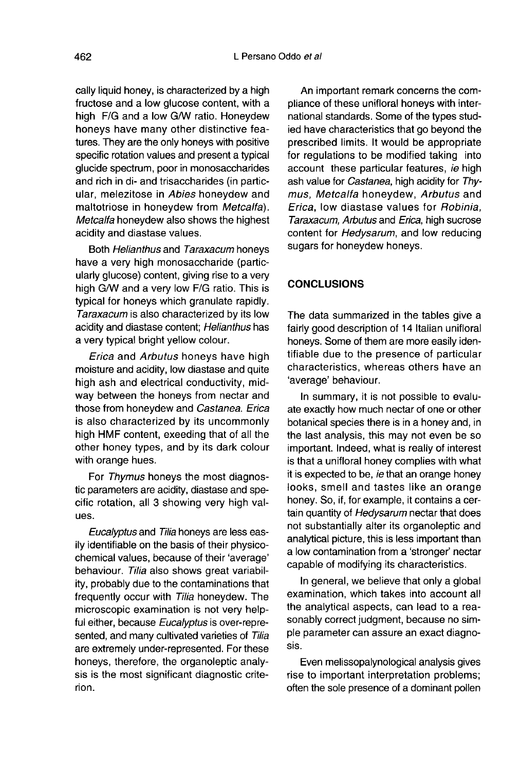cally liquid honey, is characterized by a high fructose and a low glucose content, with a high F/G and a low G/W ratio. Honeydew honeys have many other distinctive features. They are the only honeys with positive specific rotation values and present a typical glucide spectrum, poor in monosaccharides and rich in di- and trisaccharides (in particular, melezitose in *Abies* honeydew and maltotriose in honeydew from *Metcalfa*). *Metcalfa* honeydew also shows the highest acidity and diastase values.

Both *Helianthus* and *Taraxacum* honeys have a very high monosaccharide (particularly glucose) content, giving rise to a very high G/W and a very low F/G ratio. This is typical for honeys which granulate rapidly. *Taraxacum* is also characterized by its low acidity and diastase content; *Helianthus* has a very typical bright yellow colour.

*Erica* and *Arbutus* honeys have high moisture and acidity, low diastase and quite high ash and electrical conductivity, midway between the honeys from nectar and those from honeydew and *Castanea*. *Erica* is also characterized by its uncommonly high HMF content, exeeding that of all the other honey types, and by its dark colour with orange hues.

For *Thymus* honeys the most diagnostic parameters are acidity, diastase and specific rotation, all 3 showing very high values.

*Eucalyptus* and *Tilia* honeys are less easily identifiable on the basis of their physicochemical values, because of their 'average' behaviour. *Tilia* also shows great variability, probably due to the contaminations that frequently occur with *Tilia* honeydew. The microscopic examination is not very helpful either, because *Eucalyptus* is over-represented, and many cultivated varieties of *Tilia* are extremely under-represented. For these honeys, therefore, the organoleptic analysis is the most significant diagnostic criterion.

An important remark concerns the compliance of these unifloral honeys with international standards. Some of the types studied have characteristics that go beyond the prescribed limits. It would be appropriate for regulations to be modified taking into account these particular features, *ie* high ash value for *Castanea*, high acidity for *Thymus, Metcalfa* honeydew, *Arbutus* and *Erica*, low diastase values for *Robinia, Taraxacum, Arbutus* and *Erica*, high sucrose content for *Hedysarum*, and low reducing sugars for honeydew honeys.

## CONCLUSIONS

The data summarized in the tables give a fairly good description of 14 Italian unifloral honeys. Some of them are more easily identifiable due to the presence of particular characteristics, whereas others have an 'average' behaviour.

In summary, it is not possible to evaluate exactly how much nectar of one or other botanical species there is in a honey and, in the last analysis, this may not even be so important. Indeed, what is really of interest is that a unifloral honey complies with what it is expected to be, *ie* that an orange honey looks, smell and tastes like an orange honey. So, if, for example, it contains a certain quantity of *Hedysarum* nectar that does not substantially alter its organoleptic and analytical picture, this is less important than a low contamination from a 'stronger' nectar capable of modifying its characteristics.

In general, we believe that only a global examination, which takes into account all the analytical aspects, can lead to a reasonably correct judgment, because no simple parameter can assure an exact diagnosis.

Even melissopalynological analysis gives rise to important interpretation problems; often the sole presence of a dominant pollen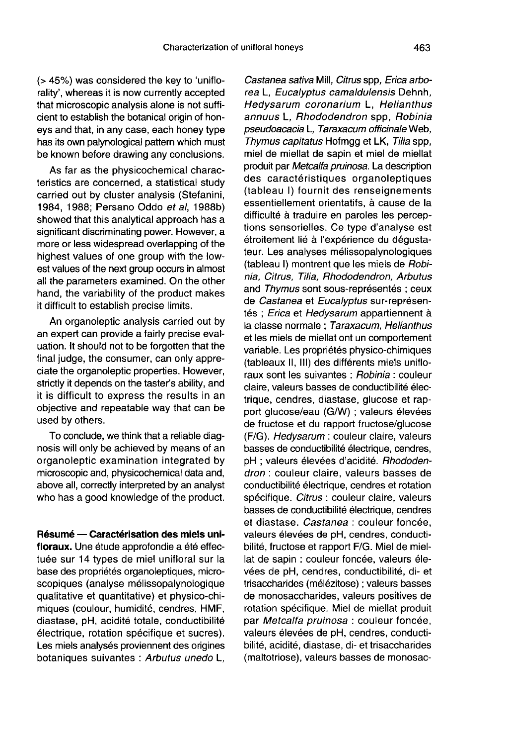(> 45%) was considered the key to 'unifloralty', whereas it is now currently accepted that microscopic analysis alone is not sufficient to establish the botanical origin of honeys and that, in any case, each honey type has its own palynological pattern which must be known before drawing any conclusions.

As far as the physicochemical characteristics are concerned, a statistical study carried out by cluster analysis (Stefanini, 1984, 1988; Persano Oddo *et al*, 1988b) showed that this analytical approach has a significant discriminating power. However, a more or less widespread overlapping of the highest values of one group with the lowest values of the next group occurs in almost all the parameters examined. On the other hand, the variability of the product makes it difficult to establish precise limits.

An organoleptic analysis carried out by an expert can provide a fairly precise evaluation. It should not to be forgotten that the final judge, the consumer, can only appreciate the organoleptic properties. However, strictly it depends on the taster's ability, and it is difficult to express the results in an objective and repeatable way that can be used by others.

To conclude, we think that a reliable diagnosis will only be achieved by means of an organoleptic examination integrated by microscopic and, physicochemical data and, above all, correctly interpreted by an analyst who has a good knowledge of the product.

**Résumé — Caractérisation des miels unifloraux.** Une étude approfondie a été effectuée sur 14 types de miel unifloral sur la base des propriétés organoleptiques, microscopiques (analyse mélissopalynologique qualitative et quantitative) et physico-chimiques (couleur, humidité, cendres, HMF, diastase, pH, acidité totale, conductibilité électrique, rotation spécifique et sucres). Les miels analysés proviennent des origines botaniques suivantes : *Arbutus unedo* L, *Castanea sativa* Mill, *Citrus* spp, *Erica arborea* L, *Eucalyptus camaldulensis* Dehnh, *Hedysarum coronarium* L, *Helianthus annuus* L, *Rhododendron* spp, *Robinia pseudoacacia* L, *Taraxacum officinale* Web, *Thymus capitatus* Hofmgg et LK, *Tilia* spp, miel de miellat de sapin et miel de miellat produit par *Metcalfa pruinosa*. La description des caractéristiques organoleptiques (tableau I) fournit des renseignements essentiellement orientatifs, à cause de la difficulté à traduire en paroles les perceptions sensorielles. Ce type d'analyse est étroitement lié à l'expérience du dégustateur. Les analyses mélissopalynologiques (tableau I) montrent que les miels de *Robinia, Citrus, Tilia, Rhododendron, Arbutus* and *Thymus* sont sous-représentés ; ceux de *Castanea* et *Eucalyptus* sur-représentés ; *Erica* et *Hedysarum* appartiennent à la classe normale ; *Taraxacum, Helianthus* et les miels de miellat ont un comportement variable. Les propriétés physico-chimiques (tableaux II, III) des différents miels unifloraux sont les suivantes : *Robinia* : couleur claire, valeurs basses de conductibilité électrique, cendres, diastase, glucose et rapport glucose/eau (G/W) ; valeurs élevées de fructose et du rapport fructose/glucose (F/G). *Hedysarum* : couleur claire, valeurs basses de conductibilité électrique, cendres, pH ; valeurs élevées d'acidité. *Rhododendron* : couleur claire, valeurs basses de conductibilité électrique, cendres et rotation spécifique. *Citrus* : couleur claire, valeurs basses de conductibilité électrique, cendres et diastase. *Castanea* : couleur foncée, valeurs élevées de pH, cendres, conductibilité, fructose et rapport F/G. Miel de miellat de sapin : couleur foncée, valeurs élevées de pH, cendres, conductibilité, di- et trisaccharides (mélézitose) ; valeurs basses de monosaccharides, valeurs positives de rotation spécifique. Miel de miellat produit par *Metcalfa pruinosa* : couleur foncée, valeurs élevées de pH, cendres, conductibilité, acidité, diastase, di- et trisaccharides (maltotriose), valeurs basses de monosac-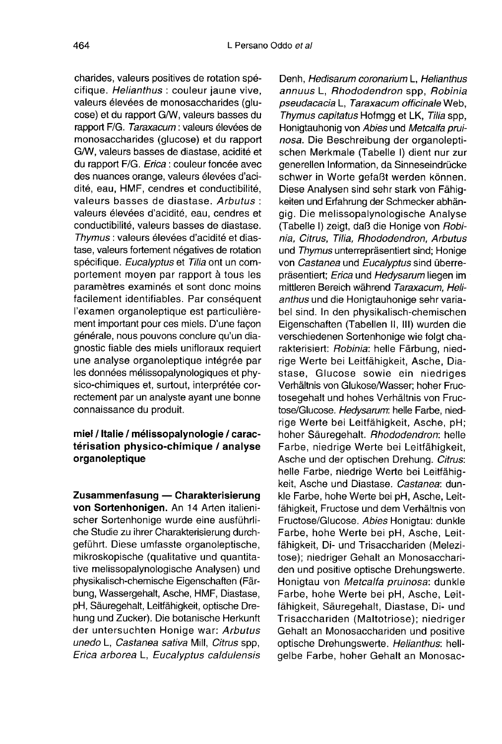charides, valeurs positives de rotation spécifique. *Helianthus* : couleur jaune vive, valeurs élevées de monosaccharides (glucose) et du rapport G/W, valeurs basses du rapport F/G. *Taraxacum* : valeurs élevées de monosaccharides (glucose) et du rapport G/W, valeurs basses de diastase, acidité et du rapport F/G. *Erica* : couleur foncée avec des nuances orange, valeurs élevées d'acidité, eau, HMF, cendres et conductibilité, valeurs basses de diastase. *Arbutus* : valeurs élevées d'acidité, eau, cendres et conductibilité, valeurs basses de diastase. *Thymus* : valeurs élevées d'acidité et diastase, valeurs fortement négatives de rotation spécifique. *Eucalyptus* et *Tilia* ont un comportement moyen par rapport à tous les paramètres examinés et sont donc moins facilement identifiables. Par conséquent l'examen organoleptique est particulièrement important pour ces miels. D'une façon générale, nous pouvons conclure qu'un diagnostic fiable des miels uniflorales requiert une analyse organoleptique intégrée par les données mélissopalynologiques et physico-chimiques et, surtout, interprétée correctement par un analyste ayant une bonne connaissance du produit.

**miel / Italie / mélissopalynologie / caractérisation physico-chimique / analyse organoleptique**

**Zusammenfasung — Charakterisierung von Sortenhonigen.** An 14 Arten italienischer Sortenhonige wurde eine ausführliche Studie zu ihrer Charakterisierung durchgeführt. Diese umfasste organoleptische, mikroskopische (qualitative und quantitative melissopalynologische Analysen) und physikalisch-chemische Eigenschaften (Färbung, Wassergehalt, Asche, HMF, Diastase, pH, Säuregehalt, Leitfähigkeit, optische Drehung und Zucker). Die botanische Herkunft der untersuchten Honige war: *Arbutus unedo* L, *Castanea sativa* Mill, *Citrus* spp, *Erica arborea* L, *Eucalyptus caldulensis* Denh, *Hedisarum coronarium* L, *Helianthus annuus* L, *Rhododendron* spp, *Robinia pseudacacia* L, *Taraxacum officinale* Web, *Thymus capitatus* Hofmgg et LK, *Tilia* spp, Honigtauhonig von *Abies* und *Metcalfa pruinosa*. Die Beschreibung der organoleptischen Merkmale (Tabelle I) dient nur zur generellen Information, da Sinneseindrücke schwer in Worte gefaßt werden können. Diese Analysen sind sehr stark von Fähigkeiten und Erfahrung der Schmecker abhängig. Die melissopalynologische Analyse (Tabelle I) zeigt, daß die Honige von *Robinia, Citrus, Tilia, Rhododendron, Arbutus* und *Thymus* unterrepräsentiert sind; Honige von *Castanea* und *Eucalyptus* sind überrepräsentiert; *Erica* und *Hedysarum* liegen im mittleren Bereich während *Taraxacum, Helianthus* und die Honigtauhonige sehr variabel sind. In den physikalisch-chemischen Eigenschaften (Tabellen II, III) wurden die verschiedenen Sortenhonige wie folgt charakterisiert: *Robinia*: helle Färbung, niedrige Werte bei Leitfähigkeit, Asche, Diastase, Glucose sowie ein niedriges Verhältnis von Glukose/Wasser; hoher Fructosegehalt und hohes Verhältnis von Fructose/Glucose. *Hedysarum*: helle Farbe, niedrige Werte bei Leitfähigkeit, Asche, pH; hoher Säuregehalt. *Rhododendron*: helle Farbe, niedrige Werte bei Leitfähigkeit, Asche und der optischen Drehung. *Citrus*: helle Farbe, niedrige Werte bei Leitfähigkeit, Asche und Diastase. *Castanea*: dunkle Farbe, hohe Werte bei pH, Asche, Leitfähigkeit, Fructose und dem Verhältnis von Fructose/Glucose. *Abies* Honigtau: dunkle Farbe, hohe Werte bei pH, Asche, Leitfähigkeit, Di- und Trisacchariden (Melezitose); niedriger Gehalt an Monosacchariden und positive optische Drehungswerte. Honigtau von *Metcalfa pruinosa*: dunkle Farbe, hohe Werte bei pH, Asche, Leitfähigkeit, Säuregehalt, Diastase, Di- und Trisacchariden (Maltotriose); niedriger Gehalt an Monosacchariden und positive optische Drehungswerte. *Helianthus*: hellgelbe Farbe, hoher Gehalt an Monosac-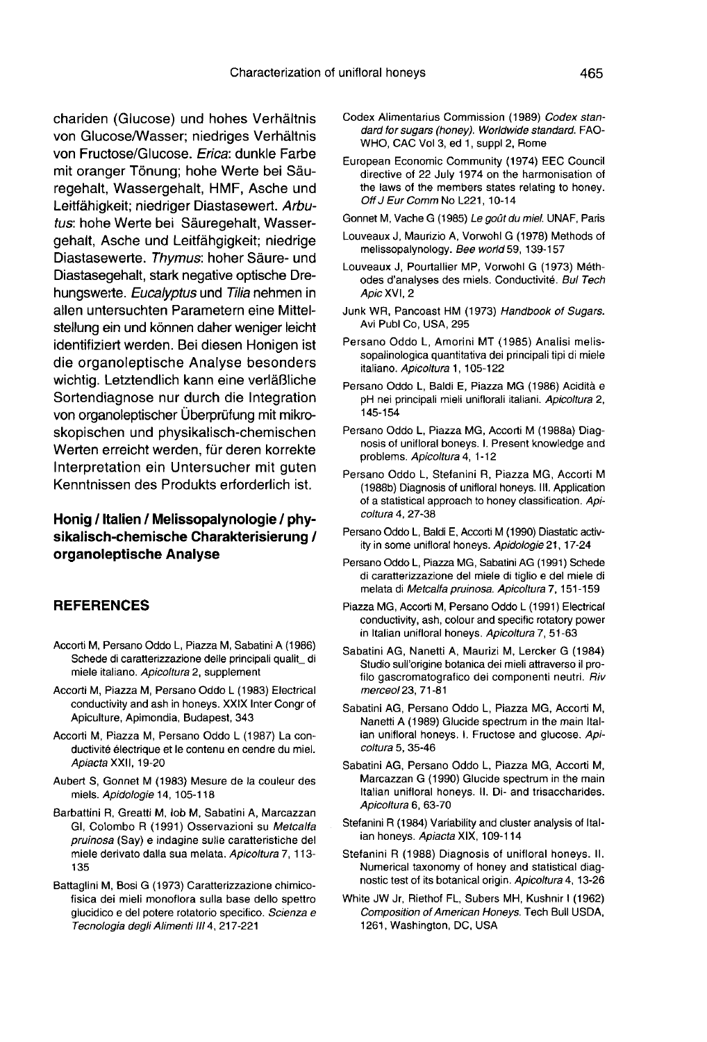chariden (Glucose) und hohes Verhältnis von Glucose/Wasser; niedriges Verhältnis von Fructose/Glucose. *Erica*: dunkle Farbe mit oranger Tönung; hohe Werte bei Säuregehalt, Wassergehalt, HMF, Asche und Leitfähigkeit; niedriger Diastasewert. *Arbutus*: hohe Werte bei Säuregehalt, Wassergehalt, Asche und Leitfähgigkeit; niedrige Diastasewerte. *Thymus*: hoher Säure- und Diastasegehalt, stark negative optische Drehungswerte. *Eucalyptus* und *Tilia* nehmen in allen untersuchten Parametern eine Mittelstellung ein und können daher weniger leicht identifiziert werden. Bei diesen Honigen ist die organoleptische Analyse besonders wichtig. Letztendlich kann eine verläßliche Sortendiagnose nur durch die Integration von organoleptischer Überprüfung mit mikroskopischen und physikalisch-chemischen Werten erreicht werden, für deren korrekte Interpretation ein Untersucher mit guten Kenntnissen des Produkts erforderlich ist.

**Honig / Italien / Melissopalynologie / physikalisch-chemische Charakterisierung / organoleptische Analyse**

## REFERENCES

Accorti M, Persano Oddo L, Piazza M, Sabatini A (1986) Schede di caratterizzazione delle principali qualit_ di miele italiano. *Apicoltura* 2, supplement

Accorti M, Piazza M, Persano Oddo L (1983) Electrical conductivity and ash in honeys. XXIX Inter Congr of Apiculture, Apimondia, Budapest, 343

Accorti M, Piazza M, Persano Oddo L (1987) La conductivité électrique et le contenu en cendre du miel. *Apiacta* XXII, 19-20

Aubert S, Gonnet M (1983) Mesure de la couleur des miels. *Apidologie* 14, 105-118

Barbattini R, Greatti M, Iob M, Sabatini A, Marcazzan GI, Colombo R (1991) Osservazioni su *Metcalfa pruinosa* (Say) e indagine sulle caratteristiche del miele derivato dalla sua melata. *Apicoltura* 7, 113-135

Battaglini M, Bosi G (1973) Caratterizzazione chimicofisica dei mieli monoflora sulla base dello spettro glucidico e del potere rotatorio specifico. *Scienza e Tecnologia degli Alimenti III* 4, 217-221

Codex Alimentarius Commission (1989) *Codex standard for sugars (honey). Worldwide standard.* FAO-WHO, CAC Vol 3, ed 1, suppl 2, Rome

European Economic Community (1974) EEC Council directive of 22 July 1974 on the harmonisation of the laws of the members states relating to honey. *Off J Eur Comm* No L221, 10-14

Gonnet M, Vache G (1985) *Le goût du miel.* UNAF, Paris

Louveaux J, Maurizio A, Vorwohl G (1978) Methods of melissopalynology. *Bee world* 59, 139-157

Louveaux J, Pourtallier MP, Vorwohl G (1973) Méthodes d'analyses des miels. Conductivité. *Bul Tech Apic* XVI, 2

Junk WR, Pancoast HM (1973) *Handbook of Sugars.* Avi Publ Co, USA, 295

Persano Oddo L, Amorini MT (1985) Analisi melissopalinologica quantitativa dei principali tipi di miele italiano. *Apicoltura* 1, 105-122

Persano Oddo L, Baldi E, Piazza MG (1986) Acidità e pH nei principali mieli uniflorali italiani. *Apicoltura* 2, 145-154

Persano Oddo L, Piazza MG, Accorti M (1988a) Diagnosis of unifloral honeys. I. Present knowledge and problems. *Apicoltura* 4, 1-12

Persano Oddo L, Stefanini R, Piazza MG, Accorti M (1988b) Diagnosis of unifloral honeys. III. Application of a statistical approach to honey classification. *Apicoltura* 4, 27-38

Persano Oddo L, Baldi E, Accorti M (1990) Diastatic activity in some unifloral honeys. *Apidologie* 21, 17-24

Persano Oddo L, Piazza MG, Sabatini AG (1991) Schede di caratterizzazione del miele di tiglio e del miele di melata di *Metcalfa pruinosa*. *Apicoltura* 7, 151-159

Piazza MG, Accorti M, Persano Oddo L (1991) Electrical conductivity, ash, colour and specific rotatory power in Italian unifloral honeys. *Apicoltura* 7, 51-63

Sabatini AG, Nanetti A, Maurizi M, Lercker G (1984) Studio sull'origine botanica dei mieli attraverso il profilo gascromatografico dei componenti neutri. *Riv merceol* 23, 71-81

Sabatini AG, Persano Oddo L, Piazza MG, Accorti M, Nanetti A (1989) Glucide spectrum in the main Italian unifloral honeys. I. Fructose and glucose. *Apicoltura* 5, 35-46

Sabatini AG, Persano Oddo L, Piazza MG, Accorti M, Marcazzan G (1990) Glucide spectrum in the main Italian unifloral honeys. II. Di- and trisaccharides. *Apicoltura* 6, 63-70

Stefanini R (1984) Variability and cluster analysis of Italian honeys. *Apiacta* XIX, 109-114

Stefanini R (1988) Diagnosis of unifloral honeys. II. Numerical taxonomy of honey and statistical diagnostic test of its botanical origin. *Apicoltura* 4, 13-26

White JW Jr, Riethof FL, Subers MH, Kushnir I (1962) *Composition of American Honeys.* Tech Bull USDA, 1261, Washington, DC, USA